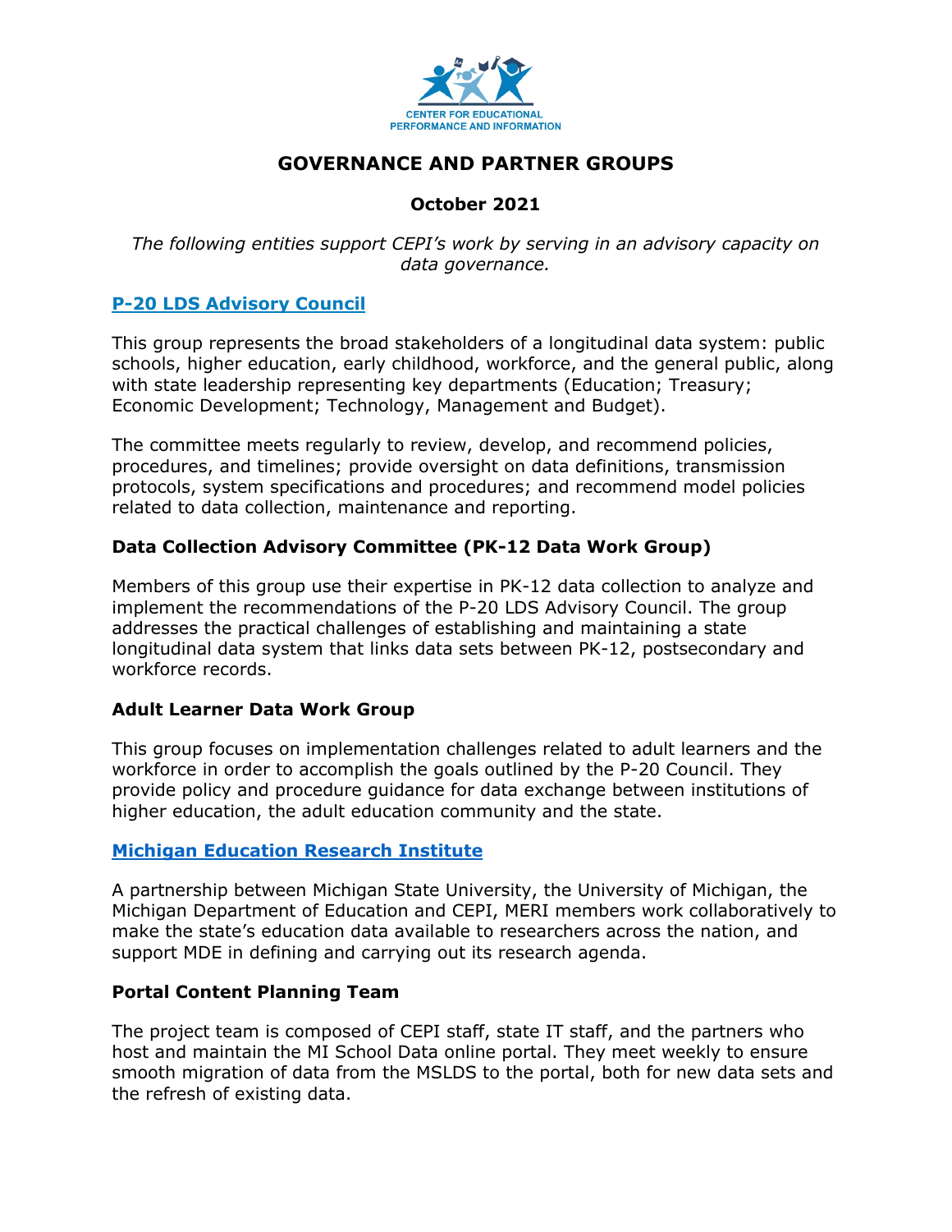CENTER FOR EDUCATIONAL PERFORMANCE AND INFORMATION

# GOVERNANCE AND PARTNER GROUPS

**October 2021**

*The following entities support CEPI's work by serving in an advisory capacity on data governance.*

## P-20 LDS Advisory Council

This group represents the broad stakeholders of a longitudinal data system: public schools, higher education, early childhood, workforce, and the general public, along with state leadership representing key departments (Education; Treasury; Economic Development; Technology, Management and Budget).

The committee meets regularly to review, develop, and recommend policies, procedures, and timelines; provide oversight on data definitions, transmission protocols, system specifications and procedures; and recommend model policies related to data collection, maintenance and reporting.

## Data Collection Advisory Committee (PK-12 Data Work Group)

Members of this group use their expertise in PK-12 data collection to analyze and implement the recommendations of the P-20 LDS Advisory Council. The group addresses the practical challenges of establishing and maintaining a state longitudinal data system that links data sets between PK-12, postsecondary and workforce records.

## Adult Learner Data Work Group

This group focuses on implementation challenges related to adult learners and the workforce in order to accomplish the goals outlined by the P-20 Council. They provide policy and procedure guidance for data exchange between institutions of higher education, the adult education community and the state.

## Michigan Education Research Institute

A partnership between Michigan State University, the University of Michigan, the Michigan Department of Education and CEPI, MERI members work collaboratively to make the state's education data available to researchers across the nation, and support MDE in defining and carrying out its research agenda.

## Portal Content Planning Team

The project team is composed of CEPI staff, state IT staff, and the partners who host and maintain the MI School Data online portal. They meet weekly to ensure smooth migration of data from the MSLDS to the portal, both for new data sets and the refresh of existing data.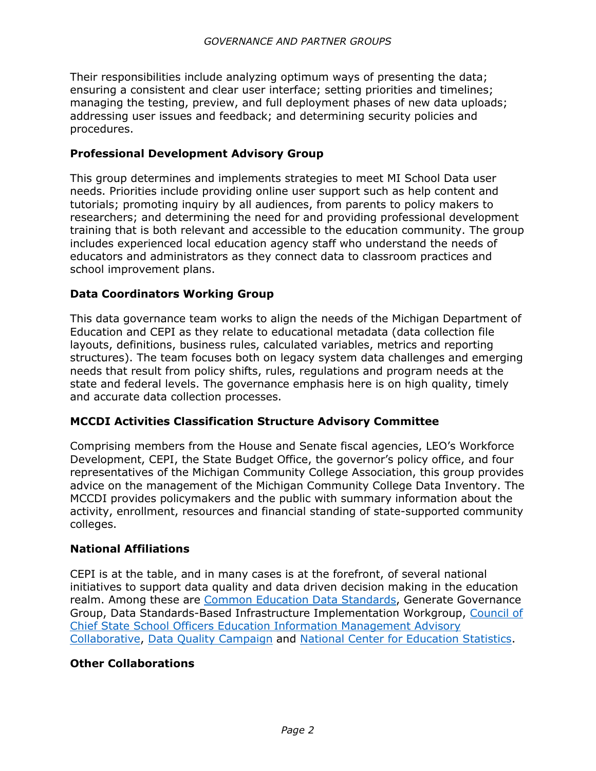Their responsibilities include analyzing optimum ways of presenting the data; ensuring a consistent and clear user interface; setting priorities and timelines; managing the testing, preview, and full deployment phases of new data uploads; addressing user issues and feedback; and determining security policies and procedures.

### Professional Development Advisory Group

This group determines and implements strategies to meet MI School Data user needs. Priorities include providing online user support such as help content and tutorials; promoting inquiry by all audiences, from parents to policy makers to researchers; and determining the need for and providing professional development training that is both relevant and accessible to the education community. The group includes experienced local education agency staff who understand the needs of educators and administrators as they connect data to classroom practices and school improvement plans.

### Data Coordinators Working Group

This data governance team works to align the needs of the Michigan Department of Education and CEPI as they relate to educational metadata (data collection file layouts, definitions, business rules, calculated variables, metrics and reporting structures). The team focuses both on legacy system data challenges and emerging needs that result from policy shifts, rules, regulations and program needs at the state and federal levels. The governance emphasis here is on high quality, timely and accurate data collection processes.

### MCCDI Activities Classification Structure Advisory Committee

Comprising members from the House and Senate fiscal agencies, LEO's Workforce Development, CEPI, the State Budget Office, the governor's policy office, and four representatives of the Michigan Community College Association, this group provides advice on the management of the Michigan Community College Data Inventory. The MCCDI provides policymakers and the public with summary information about the activity, enrollment, resources and financial standing of state-supported community colleges.

### National Affiliations

CEPI is at the table, and in many cases is at the forefront, of several national initiatives to support data quality and data driven decision making in the education realm. Among these are Common Education Data Standards, Generate Governance Group, Data Standards-Based Infrastructure Implementation Workgroup, Council of Chief State School Officers Education Information Management Advisory Collaborative, Data Quality Campaign and National Center for Education Statistics.

### Other Collaborations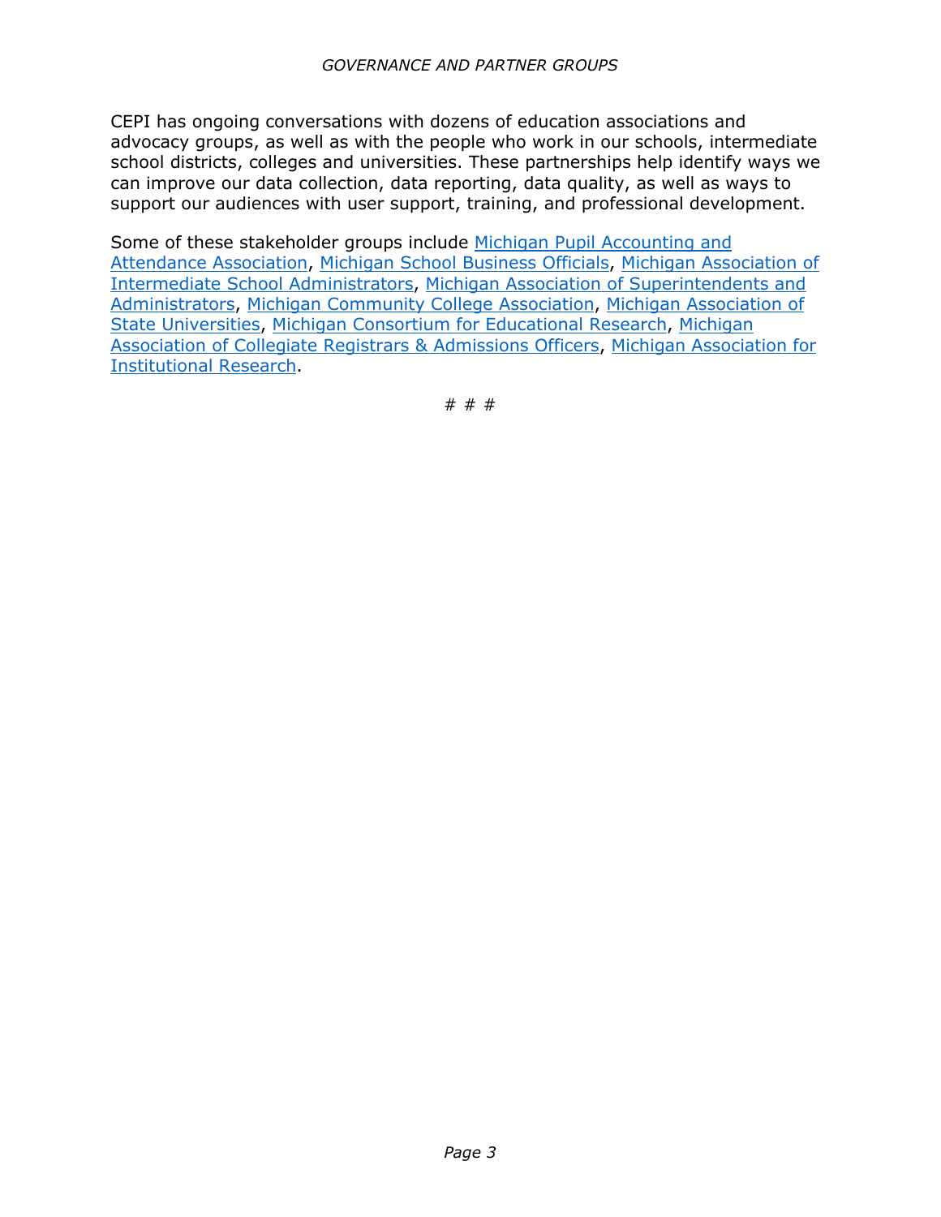*GOVERNANCE AND PARTNER GROUPS*

CEPI has ongoing conversations with dozens of education associations and advocacy groups, as well as with the people who work in our schools, intermediate school districts, colleges and universities. These partnerships help identify ways we can improve our data collection, data reporting, data quality, as well as ways to support our audiences with user support, training, and professional development.

Some of these stakeholder groups include Michigan Pupil Accounting and Attendance Association, Michigan School Business Officials, Michigan Association of Intermediate School Administrators, Michigan Association of Superintendents and Administrators, Michigan Community College Association, Michigan Association of State Universities, Michigan Consortium for Educational Research, Michigan Association of Collegiate Registrars & Admissions Officers, Michigan Association for Institutional Research.

# # #